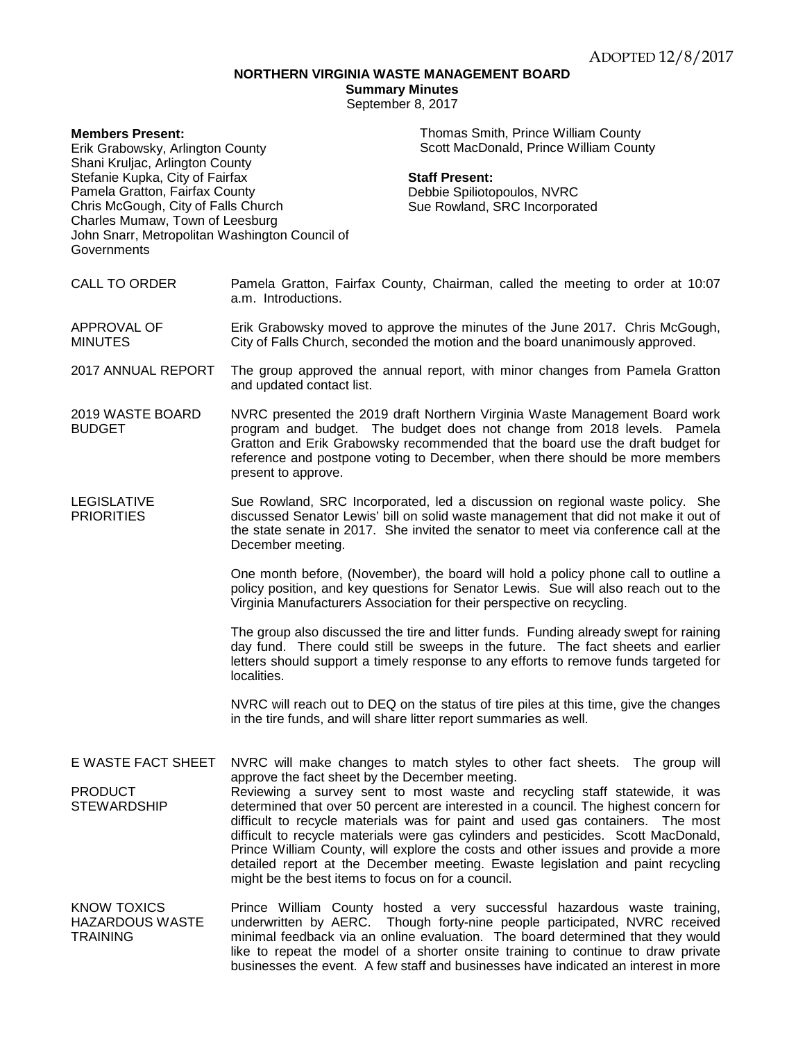ADOPTED 12/8/2017

# NORTHERN VIRGINIA WASTE MANAGEMENT BOARD

## Summary Minutes

September 8, 2017

**Members Present:**
Erik Grabowsky, Arlington County
Shani Kruljac, Arlington County
Stefanie Kupka, City of Fairfax
Pamela Gratton, Fairfax County
Chris McGough, City of Falls Church
Charles Mumaw, Town of Leesburg
John Snarr, Metropolitan Washington Council of Governments
Thomas Smith, Prince William County
Scott MacDonald, Prince William County

**Staff Present:**
Debbie Spiliotopoulos, NVRC
Sue Rowland, SRC Incorporated

**CALL TO ORDER**

Pamela Gratton, Fairfax County, Chairman, called the meeting to order at 10:07 a.m. Introductions.

**APPROVAL OF MINUTES**

Erik Grabowsky moved to approve the minutes of the June 2017. Chris McGough, City of Falls Church, seconded the motion and the board unanimously approved.

**2017 ANNUAL REPORT**

The group approved the annual report, with minor changes from Pamela Gratton and updated contact list.

**2019 WASTE BOARD BUDGET**

NVRC presented the 2019 draft Northern Virginia Waste Management Board work program and budget. The budget does not change from 2018 levels. Pamela Gratton and Erik Grabowsky recommended that the board use the draft budget for reference and postpone voting to December, when there should be more members present to approve.

**LEGISLATIVE PRIORITIES**

Sue Rowland, SRC Incorporated, led a discussion on regional waste policy. She discussed Senator Lewis' bill on solid waste management that did not make it out of the state senate in 2017. She invited the senator to meet via conference call at the December meeting.

One month before, (November), the board will hold a policy phone call to outline a policy position, and key questions for Senator Lewis. Sue will also reach out to the Virginia Manufacturers Association for their perspective on recycling.

The group also discussed the tire and litter funds. Funding already swept for raining day fund. There could still be sweeps in the future. The fact sheets and earlier letters should support a timely response to any efforts to remove funds targeted for localities.

NVRC will reach out to DEQ on the status of tire piles at this time, give the changes in the tire funds, and will share litter report summaries as well.

**E WASTE FACT SHEET**

NVRC will make changes to match styles to other fact sheets. The group will approve the fact sheet by the December meeting.

**PRODUCT STEWARDSHIP**

Reviewing a survey sent to most waste and recycling staff statewide, it was determined that over 50 percent are interested in a council. The highest concern for difficult to recycle materials was for paint and used gas containers. The most difficult to recycle materials were gas cylinders and pesticides. Scott MacDonald, Prince William County, will explore the costs and other issues and provide a more detailed report at the December meeting. Ewaste legislation and paint recycling might be the best items to focus on for a council.

**KNOW TOXICS HAZARDOUS WASTE TRAINING**

Prince William County hosted a very successful hazardous waste training, underwritten by AERC. Though forty-nine people participated, NVRC received minimal feedback via an online evaluation. The board determined that they would like to repeat the model of a shorter onsite training to continue to draw private businesses the event. A few staff and businesses have indicated an interest in more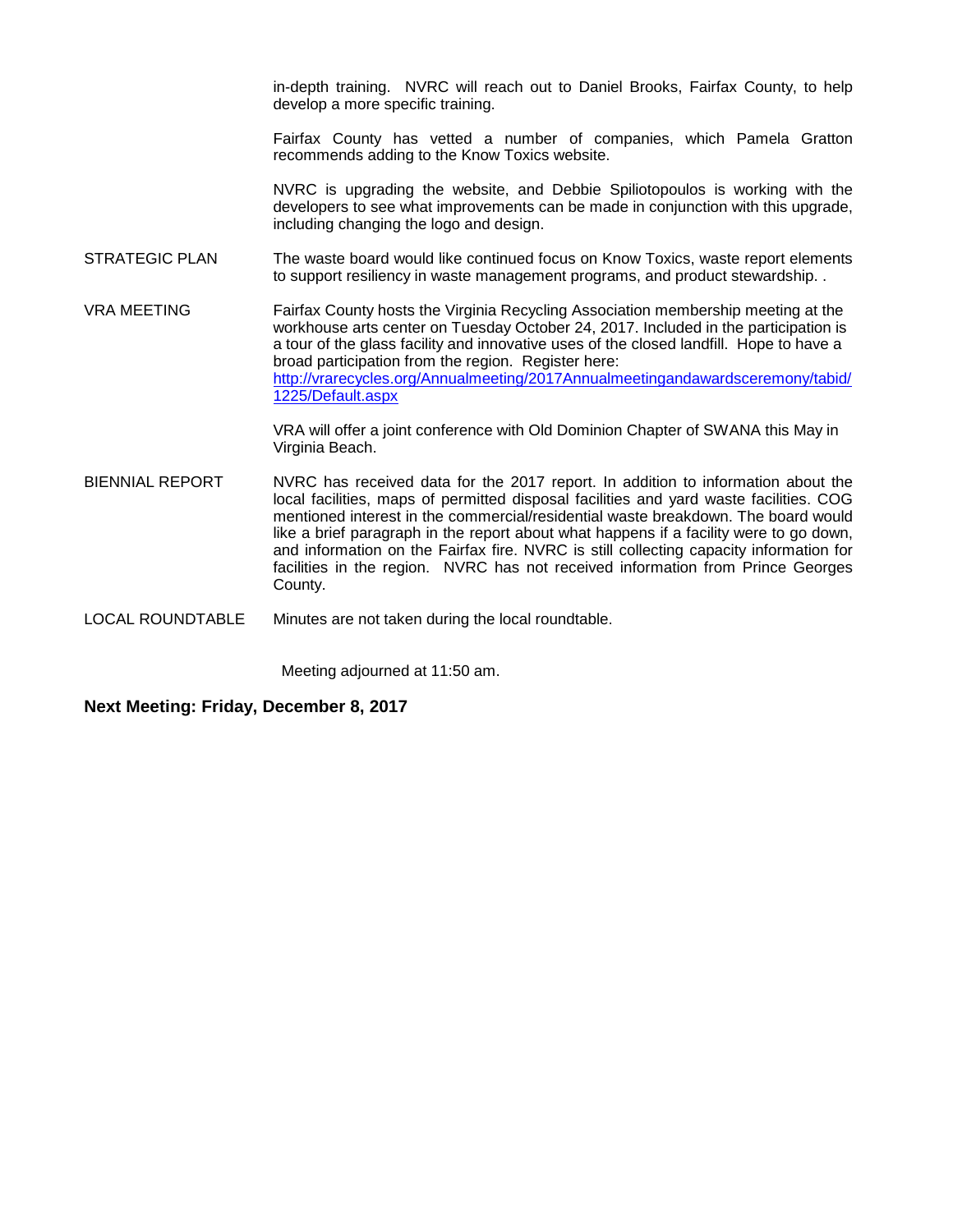in-depth training. NVRC will reach out to Daniel Brooks, Fairfax County, to help develop a more specific training.

Fairfax County has vetted a number of companies, which Pamela Gratton recommends adding to the Know Toxics website.

NVRC is upgrading the website, and Debbie Spiliotopoulos is working with the developers to see what improvements can be made in conjunction with this upgrade, including changing the logo and design.

STRATEGIC PLAN — The waste board would like continued focus on Know Toxics, waste report elements to support resiliency in waste management programs, and product stewardship. .

VRA MEETING — Fairfax County hosts the Virginia Recycling Association membership meeting at the workhouse arts center on Tuesday October 24, 2017. Included in the participation is a tour of the glass facility and innovative uses of the closed landfill. Hope to have a broad participation from the region. Register here: http://vrarecycles.org/Annualmeeting/2017Annualmeetingandawardsceremony/tabid/1225/Default.aspx

VRA will offer a joint conference with Old Dominion Chapter of SWANA this May in Virginia Beach.

BIENNIAL REPORT — NVRC has received data for the 2017 report. In addition to information about the local facilities, maps of permitted disposal facilities and yard waste facilities. COG mentioned interest in the commercial/residential waste breakdown. The board would like a brief paragraph in the report about what happens if a facility were to go down, and information on the Fairfax fire. NVRC is still collecting capacity information for facilities in the region. NVRC has not received information from Prince Georges County.

LOCAL ROUNDTABLE — Minutes are not taken during the local roundtable.

Meeting adjourned at 11:50 am.

**Next Meeting: Friday, December 8, 2017**